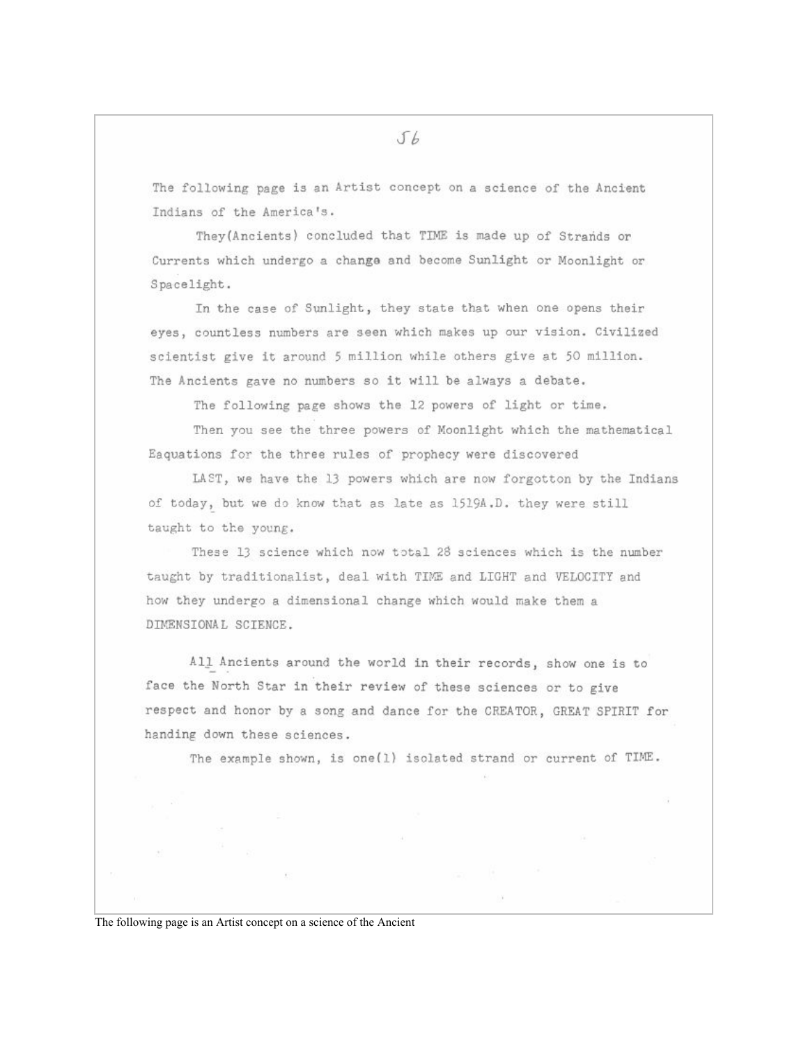The following page is an Artist concept on a science of the Ancient Indians of the America's.

They(Ancients) concluded that TIME is made up of Strands or Currents which undergo a change and become Sunlight or Moonlight or Spacelight.

In the case of Sunlight, they state that when one opens their eyes, countless numbers are seen which makes up our vision. Civilized scientist give it around 5 million while others give at 50 million. The Ancients gave no numbers so it will be always a debate.

The following page shows the 12 powers of light or time.

Then you see the three powers of Moonlight which the mathematical Eaquations for the three rules of prophecy were discovered

LAST, we have the 13 powers which are now forgotton by the Indians of today, but we do know that as late as 1519A.D. they were still taught to the young.

These 13 science which now total 28 sciences which is the number taught by traditionalist, deal with TIME and LIGHT and VELOCITY and how they undergo a dimensional change which would make them a DIMENSIONAL SCIENCE.

All Ancients around the world in their records, show one is to face the North Star in their review of these sciences or to give respect and honor by a song and dance for the CREATOR, GREAT SPIRIT for handing down these sciences.

The example shown, is one(1) isolated strand or current of TIME.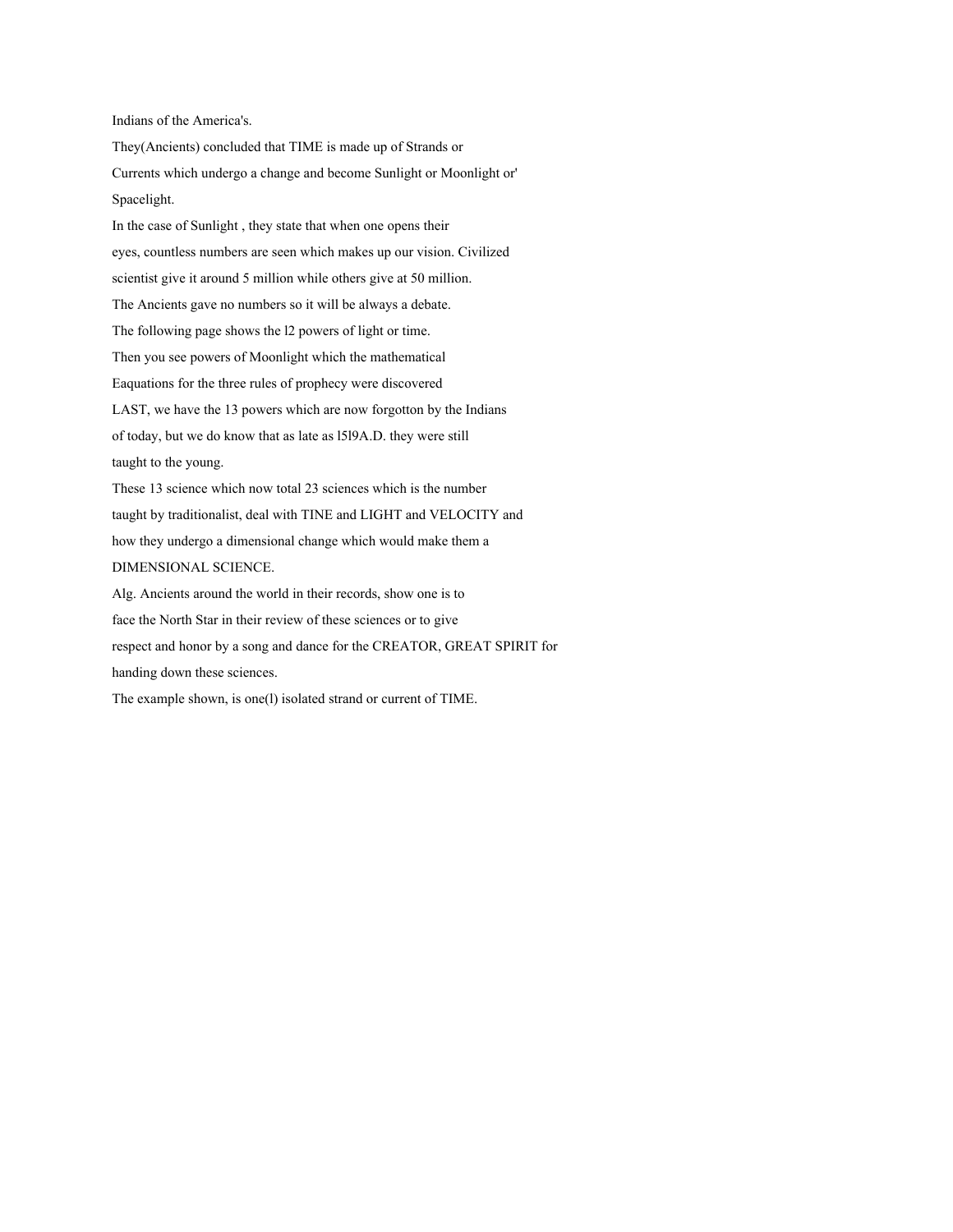Indians of the America's.

They(Ancients) concluded that TIME is made up of Strands or Currents which undergo a change and become Sunlight or Moonlight or' Spacelight.

In the case of Sunlight , they state that when one opens their eyes, countless numbers are seen which makes up our vision. Civilized scientist give it around 5 million while others give at 50 million.

The Ancients gave no numbers so it will be always a debate.

The following page shows the l2 powers of light or time.

Then you see powers of Moonlight which the mathematical Eaquations for the three rules of prophecy were discovered

LAST, we have the 13 powers which are now forgotton by the Indians of today, but we do know that as late as l5l9A.D. they were still taught to the young.

These 13 science which now total 23 sciences which is the number taught by traditionalist, deal with TINE and LIGHT and VELOCITY and how they undergo a dimensional change which would make them a DIMENSIONAL SCIENCE.

Alg. Ancients around the world in their records, show one is to face the North Star in their review of these sciences or to give respect and honor by a song and dance for the CREATOR, GREAT SPIRIT for handing down these sciences.

The example shown, is one(l) isolated strand or current of TIME.